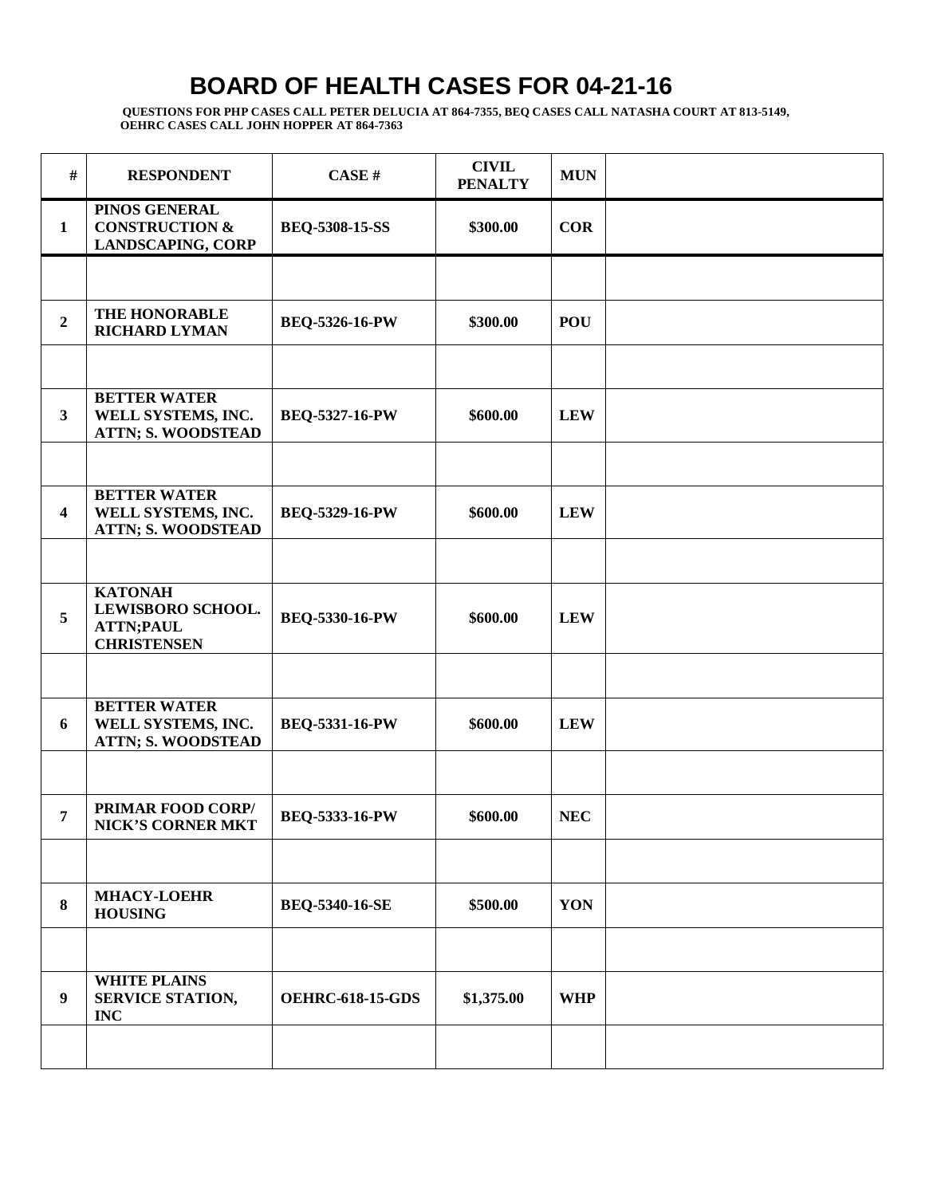# BOARD OF HEALTH CASES FOR 04-21-16

**QUESTIONS FOR PHP CASES CALL PETER DELUCIA AT 864-7355, BEQ CASES CALL NATASHA COURT AT 813-5149, OEHRC CASES CALL JOHN HOPPER AT 864-7363**

| # | RESPONDENT | CASE # | CIVIL PENALTY | MUN | |
|---|---|---|---|---|---|
| 1 | PINOS GENERAL CONSTRUCTION & LANDSCAPING, CORP | BEQ-5308-15-SS | $300.00 | COR | |
| | | | | | |
| 2 | THE HONORABLE RICHARD LYMAN | BEQ-5326-16-PW | $300.00 | POU | |
| | | | | | |
| 3 | BETTER WATER WELL SYSTEMS, INC. ATTN; S. WOODSTEAD | BEQ-5327-16-PW | $600.00 | LEW | |
| | | | | | |
| 4 | BETTER WATER WELL SYSTEMS, INC. ATTN; S. WOODSTEAD | BEQ-5329-16-PW | $600.00 | LEW | |
| | | | | | |
| 5 | KATONAH LEWISBORO SCHOOL. ATTN;PAUL CHRISTENSEN | BEQ-5330-16-PW | $600.00 | LEW | |
| | | | | | |
| 6 | BETTER WATER WELL SYSTEMS, INC. ATTN; S. WOODSTEAD | BEQ-5331-16-PW | $600.00 | LEW | |
| | | | | | |
| 7 | PRIMAR FOOD CORP/ NICK'S CORNER MKT | BEQ-5333-16-PW | $600.00 | NEC | |
| | | | | | |
| 8 | MHACY-LOEHR HOUSING | BEQ-5340-16-SE | $500.00 | YON | |
| | | | | | |
| 9 | WHITE PLAINS SERVICE STATION, INC | OEHRC-618-15-GDS | $1,375.00 | WHP | |
| | | | | | |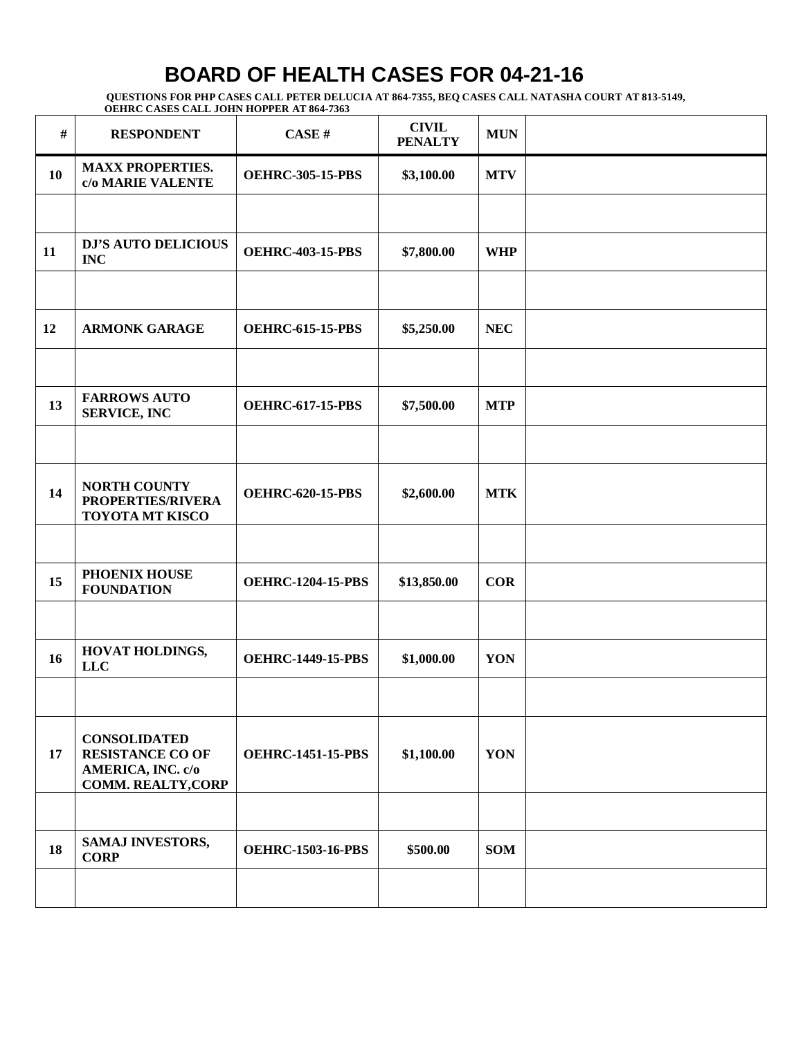# BOARD OF HEALTH CASES FOR 04-21-16

**QUESTIONS FOR PHP CASES CALL PETER DELUCIA AT 864-7355, BEQ CASES CALL NATASHA COURT AT 813-5149, OEHRC CASES CALL JOHN HOPPER AT 864-7363**

| # | RESPONDENT | CASE # | CIVIL PENALTY | MUN | |
|---|---|---|---|---|---|
| 10 | MAXX PROPERTIES. c/o MARIE VALENTE | OEHRC-305-15-PBS | $3,100.00 | MTV | |
| | | | | | |
| 11 | DJ'S AUTO DELICIOUS INC | OEHRC-403-15-PBS | $7,800.00 | WHP | |
| | | | | | |
| 12 | ARMONK GARAGE | OEHRC-615-15-PBS | $5,250.00 | NEC | |
| | | | | | |
| 13 | FARROWS AUTO SERVICE, INC | OEHRC-617-15-PBS | $7,500.00 | MTP | |
| | | | | | |
| 14 | NORTH COUNTY PROPERTIES/RIVERA TOYOTA MT KISCO | OEHRC-620-15-PBS | $2,600.00 | MTK | |
| | | | | | |
| 15 | PHOENIX HOUSE FOUNDATION | OEHRC-1204-15-PBS | $13,850.00 | COR | |
| | | | | | |
| 16 | HOVAT HOLDINGS, LLC | OEHRC-1449-15-PBS | $1,000.00 | YON | |
| | | | | | |
| 17 | CONSOLIDATED RESISTANCE CO OF AMERICA, INC. c/o COMM. REALTY,CORP | OEHRC-1451-15-PBS | $1,100.00 | YON | |
| | | | | | |
| 18 | SAMAJ INVESTORS, CORP | OEHRC-1503-16-PBS | $500.00 | SOM | |
| | | | | | |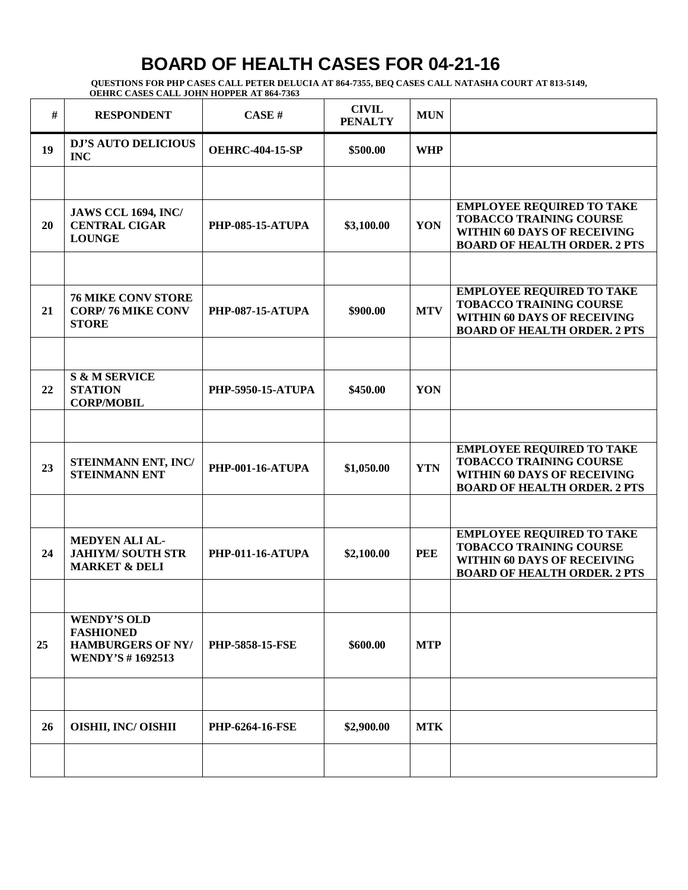# BOARD OF HEALTH CASES FOR 04-21-16

**QUESTIONS FOR PHP CASES CALL PETER DELUCIA AT 864-7355, BEQ CASES CALL NATASHA COURT AT 813-5149, OEHRC CASES CALL JOHN HOPPER AT 864-7363**

| # | RESPONDENT | CASE # | CIVIL PENALTY | MUN | |
|---|---|---|---|---|---|
| 19 | DJ'S AUTO DELICIOUS INC | OEHRC-404-15-SP | $500.00 | WHP | |
| | | | | | |
| 20 | JAWS CCL 1694, INC/ CENTRAL CIGAR LOUNGE | PHP-085-15-ATUPA | $3,100.00 | YON | EMPLOYEE REQUIRED TO TAKE TOBACCO TRAINING COURSE WITHIN 60 DAYS OF RECEIVING BOARD OF HEALTH ORDER. 2 PTS |
| | | | | | |
| 21 | 76 MIKE CONV STORE CORP/ 76 MIKE CONV STORE | PHP-087-15-ATUPA | $900.00 | MTV | EMPLOYEE REQUIRED TO TAKE TOBACCO TRAINING COURSE WITHIN 60 DAYS OF RECEIVING BOARD OF HEALTH ORDER. 2 PTS |
| | | | | | |
| 22 | S & M SERVICE STATION CORP/MOBIL | PHP-5950-15-ATUPA | $450.00 | YON | |
| | | | | | |
| 23 | STEINMANN ENT, INC/ STEINMANN ENT | PHP-001-16-ATUPA | $1,050.00 | YTN | EMPLOYEE REQUIRED TO TAKE TOBACCO TRAINING COURSE WITHIN 60 DAYS OF RECEIVING BOARD OF HEALTH ORDER. 2 PTS |
| | | | | | |
| 24 | MEDYEN ALI AL-JAHIYM/ SOUTH STR MARKET & DELI | PHP-011-16-ATUPA | $2,100.00 | PEE | EMPLOYEE REQUIRED TO TAKE TOBACCO TRAINING COURSE WITHIN 60 DAYS OF RECEIVING BOARD OF HEALTH ORDER. 2 PTS |
| | | | | | |
| 25 | WENDY'S OLD FASHIONED HAMBURGERS OF NY/ WENDY'S # 1692513 | PHP-5858-15-FSE | $600.00 | MTP | |
| | | | | | |
| 26 | OISHII, INC/ OISHII | PHP-6264-16-FSE | $2,900.00 | MTK | |
| | | | | | |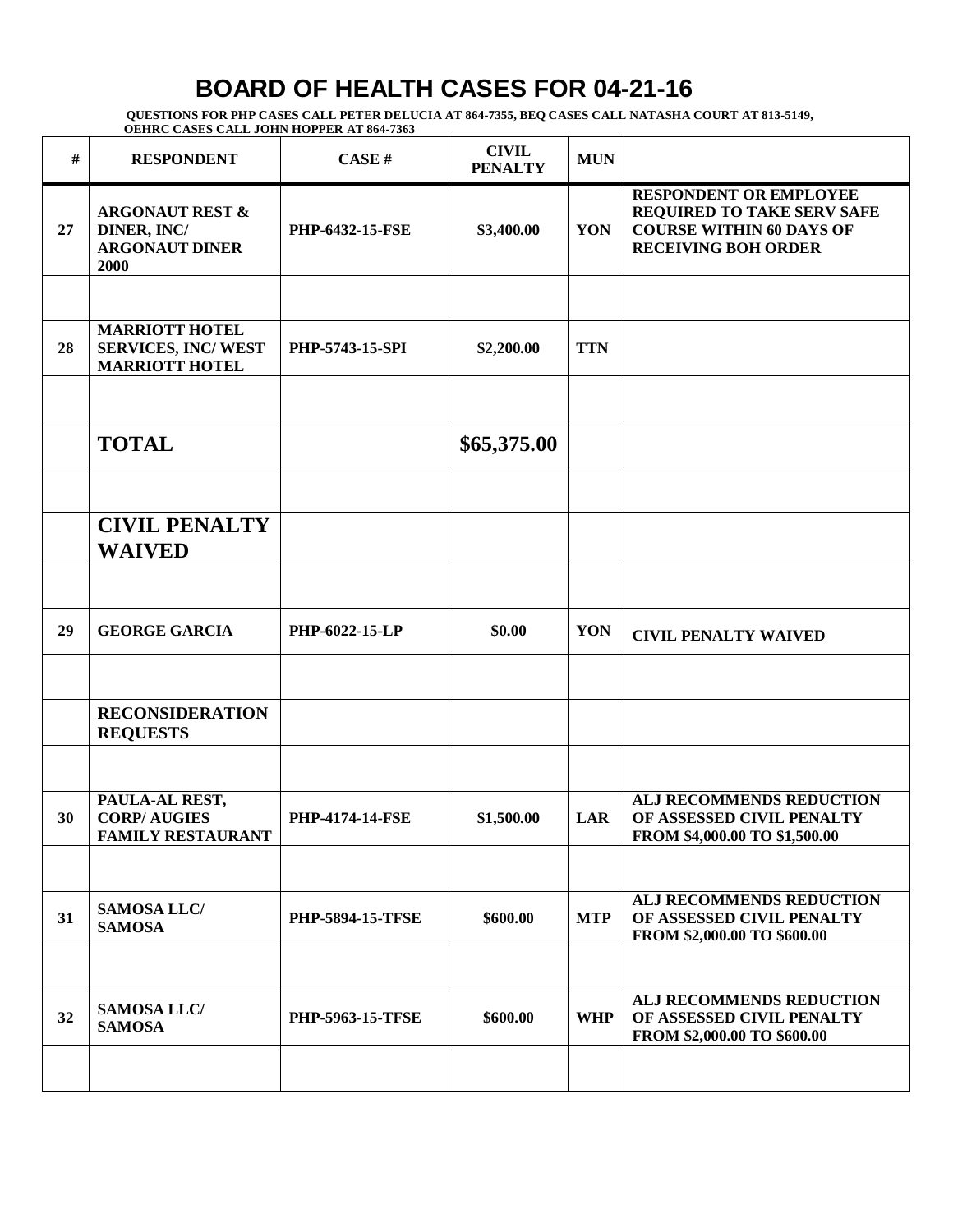# BOARD OF HEALTH CASES FOR 04-21-16

**QUESTIONS FOR PHP CASES CALL PETER DELUCIA AT 864-7355, BEQ CASES CALL NATASHA COURT AT 813-5149, OEHRC CASES CALL JOHN HOPPER AT 864-7363**

| # | RESPONDENT | CASE # | CIVIL PENALTY | MUN | |
|---|---|---|---|---|---|
| 27 | ARGONAUT REST & DINER, INC/ ARGONAUT DINER 2000 | PHP-6432-15-FSE | $3,400.00 | YON | RESPONDENT OR EMPLOYEE REQUIRED TO TAKE SERV SAFE COURSE WITHIN 60 DAYS OF RECEIVING BOH ORDER |
| | | | | | |
| 28 | MARRIOTT HOTEL SERVICES, INC/ WEST MARRIOTT HOTEL | PHP-5743-15-SPI | $2,200.00 | TTN | |
| | | | | | |
| | **TOTAL** | | **$65,375.00** | | |
| | | | | | |
| | **CIVIL PENALTY WAIVED** | | | | |
| | | | | | |
| 29 | GEORGE GARCIA | PHP-6022-15-LP | $0.00 | YON | CIVIL PENALTY WAIVED |
| | | | | | |
| | **RECONSIDERATION REQUESTS** | | | | |
| | | | | | |
| 30 | PAULA-AL REST, CORP/ AUGIES FAMILY RESTAURANT | PHP-4174-14-FSE | $1,500.00 | LAR | ALJ RECOMMENDS REDUCTION OF ASSESSED CIVIL PENALTY FROM $4,000.00 TO $1,500.00 |
| | | | | | |
| 31 | SAMOSA LLC/ SAMOSA | PHP-5894-15-TFSE | $600.00 | MTP | ALJ RECOMMENDS REDUCTION OF ASSESSED CIVIL PENALTY FROM $2,000.00 TO $600.00 |
| | | | | | |
| 32 | SAMOSA LLC/ SAMOSA | PHP-5963-15-TFSE | $600.00 | WHP | ALJ RECOMMENDS REDUCTION OF ASSESSED CIVIL PENALTY FROM $2,000.00 TO $600.00 |
| | | | | | |